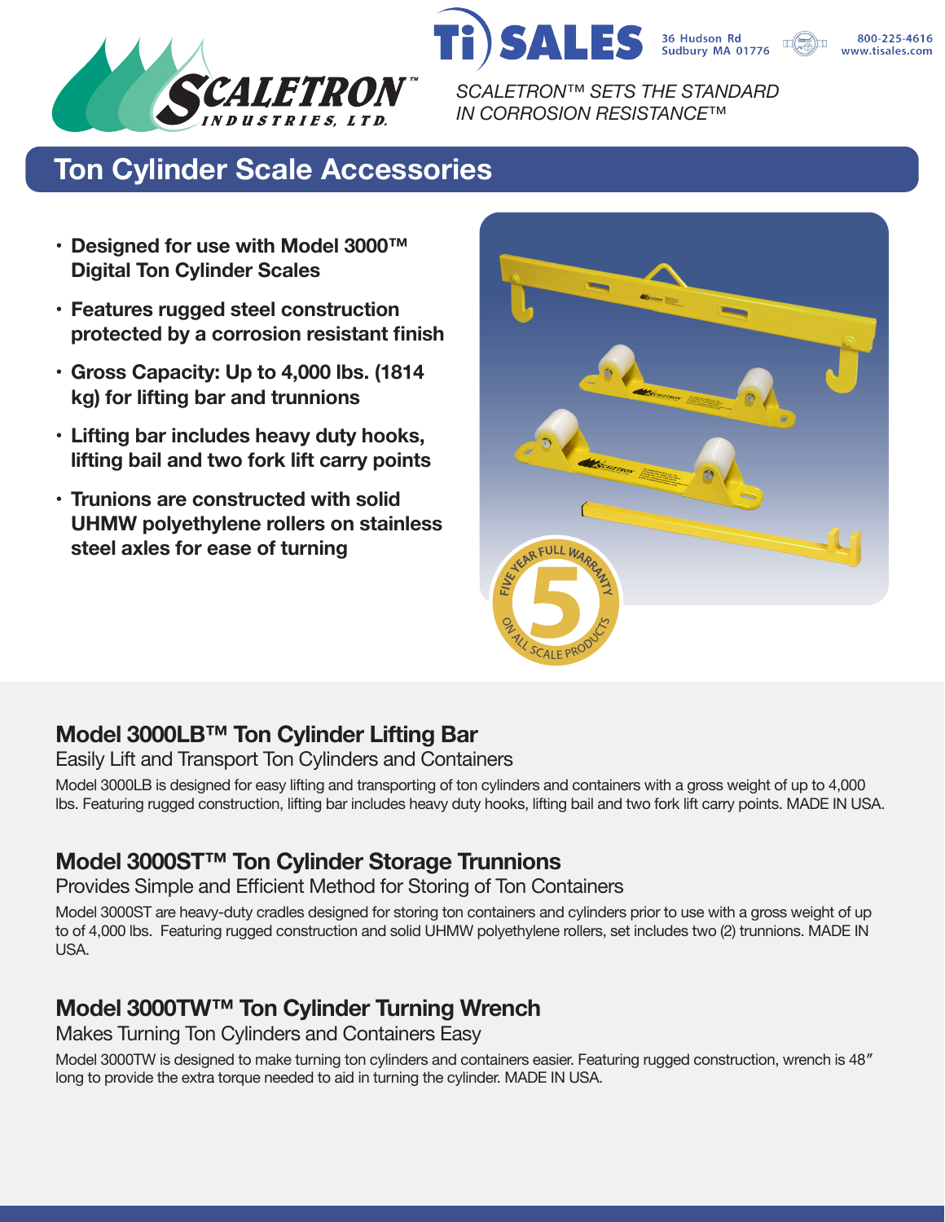SCALETRON™ INDUSTRIES, LTD.

Ti SALES 36 Hudson Rd Sudbury MA 01776 800-225-4616 www.tisales.com

*SCALETRON™ SETS THE STANDARD IN CORROSION RESISTANCE™*

# Ton Cylinder Scale Accessories

- **Designed for use with Model 3000™ Digital Ton Cylinder Scales**
- **Features rugged steel construction protected by a corrosion resistant finish**
- **Gross Capacity: Up to 4,000 lbs. (1814 kg) for lifting bar and trunnions**
- **Lifting bar includes heavy duty hooks, lifting bail and two fork lift carry points**
- **Trunions are constructed with solid UHMW polyethylene rollers on stainless steel axles for ease of turning**

FIVE YEAR FULL WARRANTY 5 ON ALL SCALE PRODUCTS

## Model 3000LB™ Ton Cylinder Lifting Bar

Easily Lift and Transport Ton Cylinders and Containers

Model 3000LB is designed for easy lifting and transporting of ton cylinders and containers with a gross weight of up to 4,000 lbs. Featuring rugged construction, lifting bar includes heavy duty hooks, lifting bail and two fork lift carry points. MADE IN USA.

## Model 3000ST™ Ton Cylinder Storage Trunnions

Provides Simple and Efficient Method for Storing of Ton Containers

Model 3000ST are heavy-duty cradles designed for storing ton containers and cylinders prior to use with a gross weight of up to of 4,000 lbs. Featuring rugged construction and solid UHMW polyethylene rollers, set includes two (2) trunnions. MADE IN USA.

## Model 3000TW™ Ton Cylinder Turning Wrench

Makes Turning Ton Cylinders and Containers Easy

Model 3000TW is designed to make turning ton cylinders and containers easier. Featuring rugged construction, wrench is 48″ long to provide the extra torque needed to aid in turning the cylinder. MADE IN USA.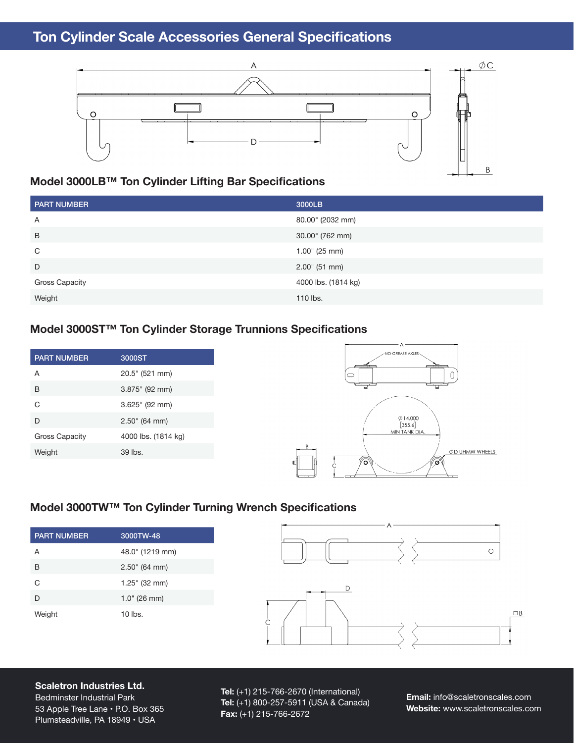# Ton Cylinder Scale Accessories General Specifications

A

ØC

D

B

## Model 3000LB™ Ton Cylinder Lifting Bar Specifications

| PART NUMBER | 3000LB |
|---|---|
| A | 80.00" (2032 mm) |
| B | 30.00" (762 mm) |
| C | 1.00" (25 mm) |
| D | 2.00" (51 mm) |
| Gross Capacity | 4000 lbs. (1814 kg) |
| Weight | 110 lbs. |

## Model 3000ST™ Ton Cylinder Storage Trunnions Specifications

| PART NUMBER | 3000ST |
|---|---|
| A | 20.5" (521 mm) |
| B | 3.875" (92 mm) |
| C | 3.625" (92 mm) |
| D | 2.50" (64 mm) |
| Gross Capacity | 4000 lbs. (1814 kg) |
| Weight | 39 lbs. |

A

NO-GREASE AXLES

Ø14.000 [355.6] MIN TANK DIA.

B

C

ØD UHMW WHEELS

## Model 3000TW™ Ton Cylinder Turning Wrench Specifications

| PART NUMBER | 3000TW-48 |
|---|---|
| A | 48.0" (1219 mm) |
| B | 2.50" (64 mm) |
| C | 1.25" (32 mm) |
| D | 1.0" (26 mm) |
| Weight | 10 lbs. |

A

D

C

□B

**Scaletron Industries Ltd.**
Bedminster Industrial Park
53 Apple Tree Lane • P.O. Box 365
Plumsteadville, PA 18949 • USA

**Tel:** (+1) 215-766-2670 (International)
**Tel:** (+1) 800-257-5911 (USA & Canada)
**Fax:** (+1) 215-766-2672

**Email:** info@scaletronscales.com
**Website:** www.scaletronscales.com